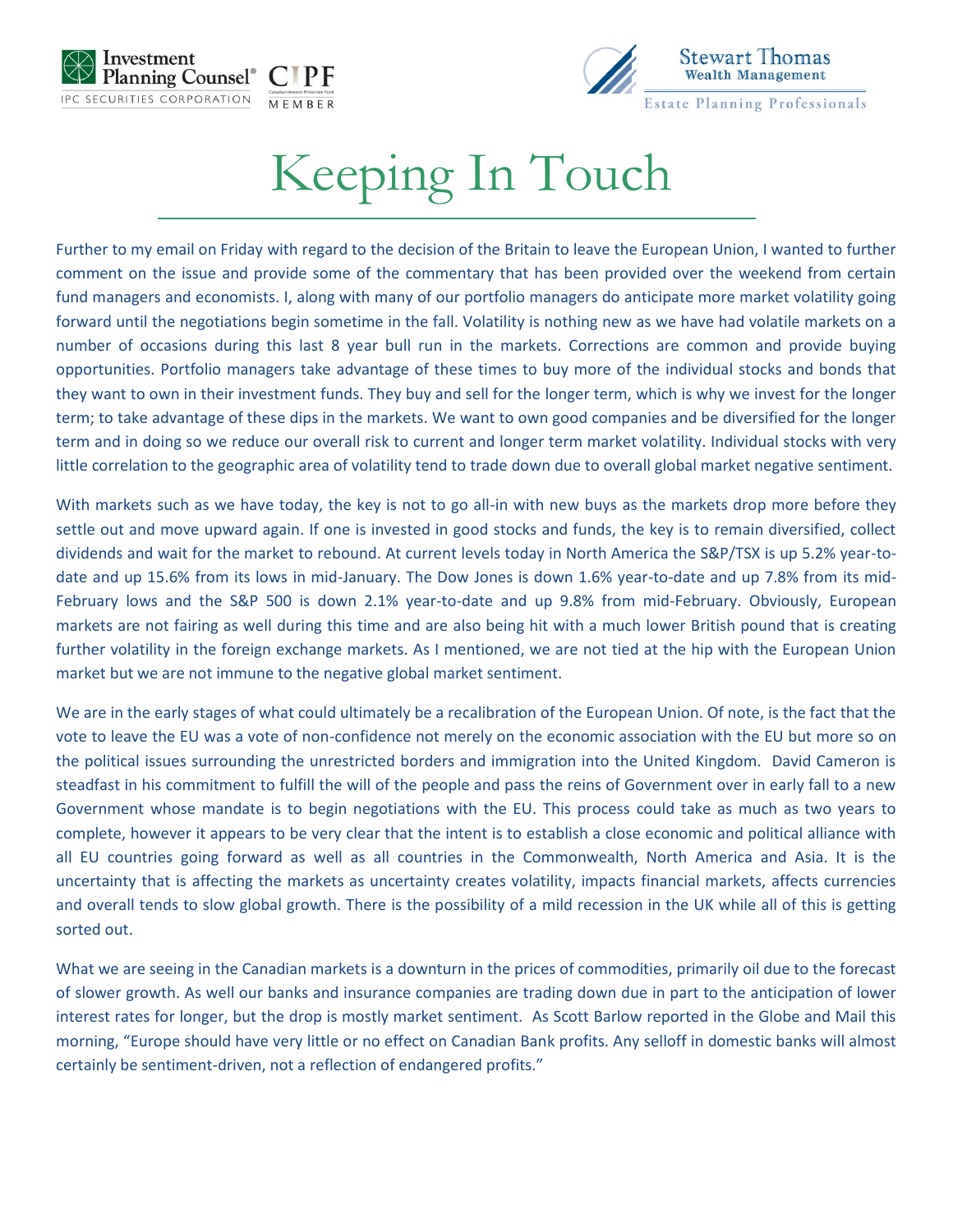Investment Planning Counsel® CIPF MEMBER
IPC SECURITIES CORPORATION

Stewart Thomas Wealth Management
Estate Planning Professionals

# Keeping In Touch

Further to my email on Friday with regard to the decision of the Britain to leave the European Union, I wanted to further comment on the issue and provide some of the commentary that has been provided over the weekend from certain fund managers and economists. I, along with many of our portfolio managers do anticipate more market volatility going forward until the negotiations begin sometime in the fall. Volatility is nothing new as we have had volatile markets on a number of occasions during this last 8 year bull run in the markets. Corrections are common and provide buying opportunities. Portfolio managers take advantage of these times to buy more of the individual stocks and bonds that they want to own in their investment funds. They buy and sell for the longer term, which is why we invest for the longer term; to take advantage of these dips in the markets. We want to own good companies and be diversified for the longer term and in doing so we reduce our overall risk to current and longer term market volatility. Individual stocks with very little correlation to the geographic area of volatility tend to trade down due to overall global market negative sentiment.

With markets such as we have today, the key is not to go all-in with new buys as the markets drop more before they settle out and move upward again. If one is invested in good stocks and funds, the key is to remain diversified, collect dividends and wait for the market to rebound. At current levels today in North America the S&P/TSX is up 5.2% year-to-date and up 15.6% from its lows in mid-January. The Dow Jones is down 1.6% year-to-date and up 7.8% from its mid-February lows and the S&P 500 is down 2.1% year-to-date and up 9.8% from mid-February. Obviously, European markets are not fairing as well during this time and are also being hit with a much lower British pound that is creating further volatility in the foreign exchange markets. As I mentioned, we are not tied at the hip with the European Union market but we are not immune to the negative global market sentiment.

We are in the early stages of what could ultimately be a recalibration of the European Union. Of note, is the fact that the vote to leave the EU was a vote of non-confidence not merely on the economic association with the EU but more so on the political issues surrounding the unrestricted borders and immigration into the United Kingdom. David Cameron is steadfast in his commitment to fulfill the will of the people and pass the reins of Government over in early fall to a new Government whose mandate is to begin negotiations with the EU. This process could take as much as two years to complete, however it appears to be very clear that the intent is to establish a close economic and political alliance with all EU countries going forward as well as all countries in the Commonwealth, North America and Asia. It is the uncertainty that is affecting the markets as uncertainty creates volatility, impacts financial markets, affects currencies and overall tends to slow global growth. There is the possibility of a mild recession in the UK while all of this is getting sorted out.

What we are seeing in the Canadian markets is a downturn in the prices of commodities, primarily oil due to the forecast of slower growth. As well our banks and insurance companies are trading down due in part to the anticipation of lower interest rates for longer, but the drop is mostly market sentiment. As Scott Barlow reported in the Globe and Mail this morning, "Europe should have very little or no effect on Canadian Bank profits. Any selloff in domestic banks will almost certainly be sentiment-driven, not a reflection of endangered profits."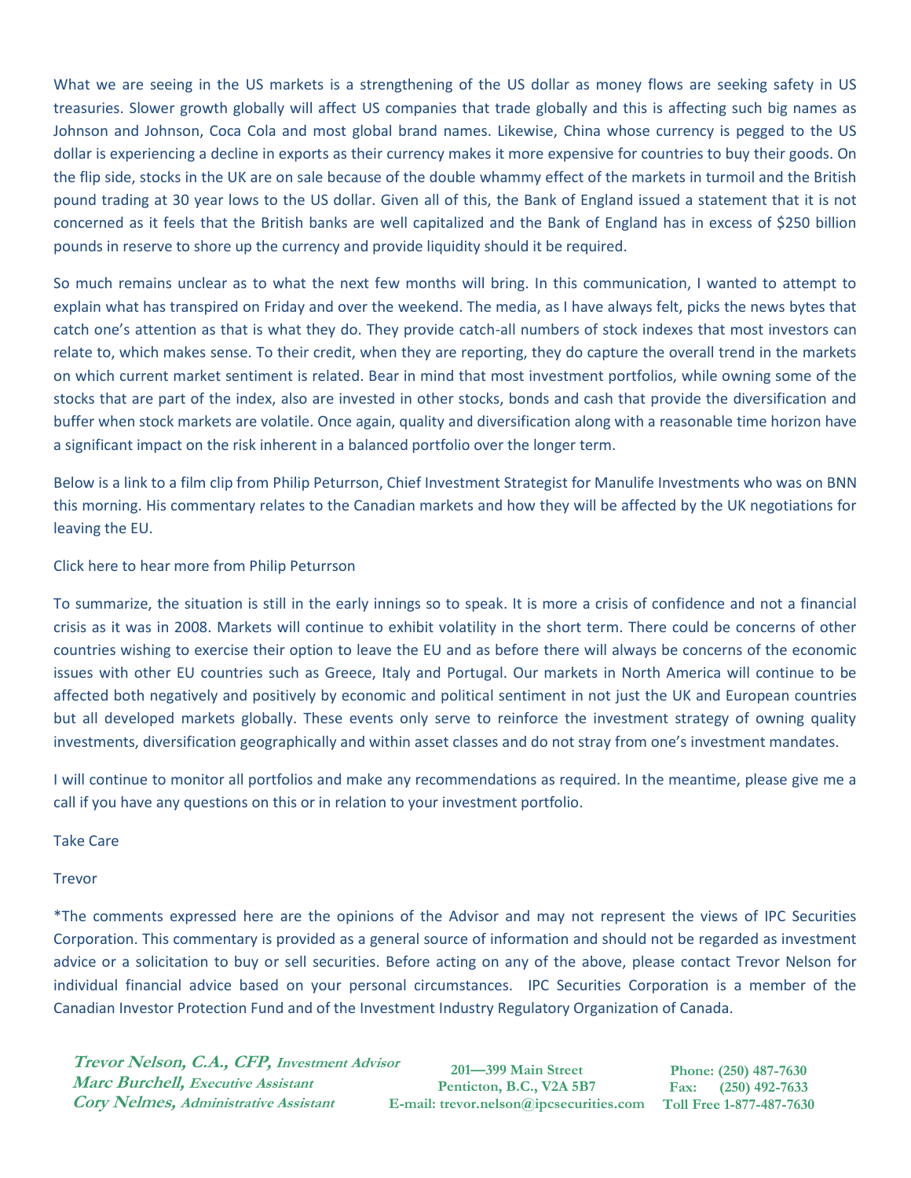What we are seeing in the US markets is a strengthening of the US dollar as money flows are seeking safety in US treasuries. Slower growth globally will affect US companies that trade globally and this is affecting such big names as Johnson and Johnson, Coca Cola and most global brand names. Likewise, China whose currency is pegged to the US dollar is experiencing a decline in exports as their currency makes it more expensive for countries to buy their goods. On the flip side, stocks in the UK are on sale because of the double whammy effect of the markets in turmoil and the British pound trading at 30 year lows to the US dollar. Given all of this, the Bank of England issued a statement that it is not concerned as it feels that the British banks are well capitalized and the Bank of England has in excess of $250 billion pounds in reserve to shore up the currency and provide liquidity should it be required.

So much remains unclear as to what the next few months will bring. In this communication, I wanted to attempt to explain what has transpired on Friday and over the weekend. The media, as I have always felt, picks the news bytes that catch one's attention as that is what they do. They provide catch-all numbers of stock indexes that most investors can relate to, which makes sense. To their credit, when they are reporting, they do capture the overall trend in the markets on which current market sentiment is related. Bear in mind that most investment portfolios, while owning some of the stocks that are part of the index, also are invested in other stocks, bonds and cash that provide the diversification and buffer when stock markets are volatile. Once again, quality and diversification along with a reasonable time horizon have a significant impact on the risk inherent in a balanced portfolio over the longer term.

Below is a link to a film clip from Philip Peturrson, Chief Investment Strategist for Manulife Investments who was on BNN this morning. His commentary relates to the Canadian markets and how they will be affected by the UK negotiations for leaving the EU.

Click here to hear more from Philip Peturrson

To summarize, the situation is still in the early innings so to speak. It is more a crisis of confidence and not a financial crisis as it was in 2008. Markets will continue to exhibit volatility in the short term. There could be concerns of other countries wishing to exercise their option to leave the EU and as before there will always be concerns of the economic issues with other EU countries such as Greece, Italy and Portugal. Our markets in North America will continue to be affected both negatively and positively by economic and political sentiment in not just the UK and European countries but all developed markets globally. These events only serve to reinforce the investment strategy of owning quality investments, diversification geographically and within asset classes and do not stray from one's investment mandates.

I will continue to monitor all portfolios and make any recommendations as required. In the meantime, please give me a call if you have any questions on this or in relation to your investment portfolio.

Take Care

Trevor

*The comments expressed here are the opinions of the Advisor and may not represent the views of IPC Securities Corporation. This commentary is provided as a general source of information and should not be regarded as investment advice or a solicitation to buy or sell securities. Before acting on any of the above, please contact Trevor Nelson for individual financial advice based on your personal circumstances. IPC Securities Corporation is a member of the Canadian Investor Protection Fund and of the Investment Industry Regulatory Organization of Canada.

***Trevor Nelson, C.A., CFP,*** *Investment Advisor*
***Marc Burchell,*** *Executive Assistant*
***Cory Nelmes,*** *Administrative Assistant*

**201—399 Main Street**
**Penticton, B.C., V2A 5B7**
**E-mail: trevor.nelson@ipcsecurities.com**

**Phone: (250) 487-7630**
**Fax: (250) 492-7633**
**Toll Free 1-877-487-7630**